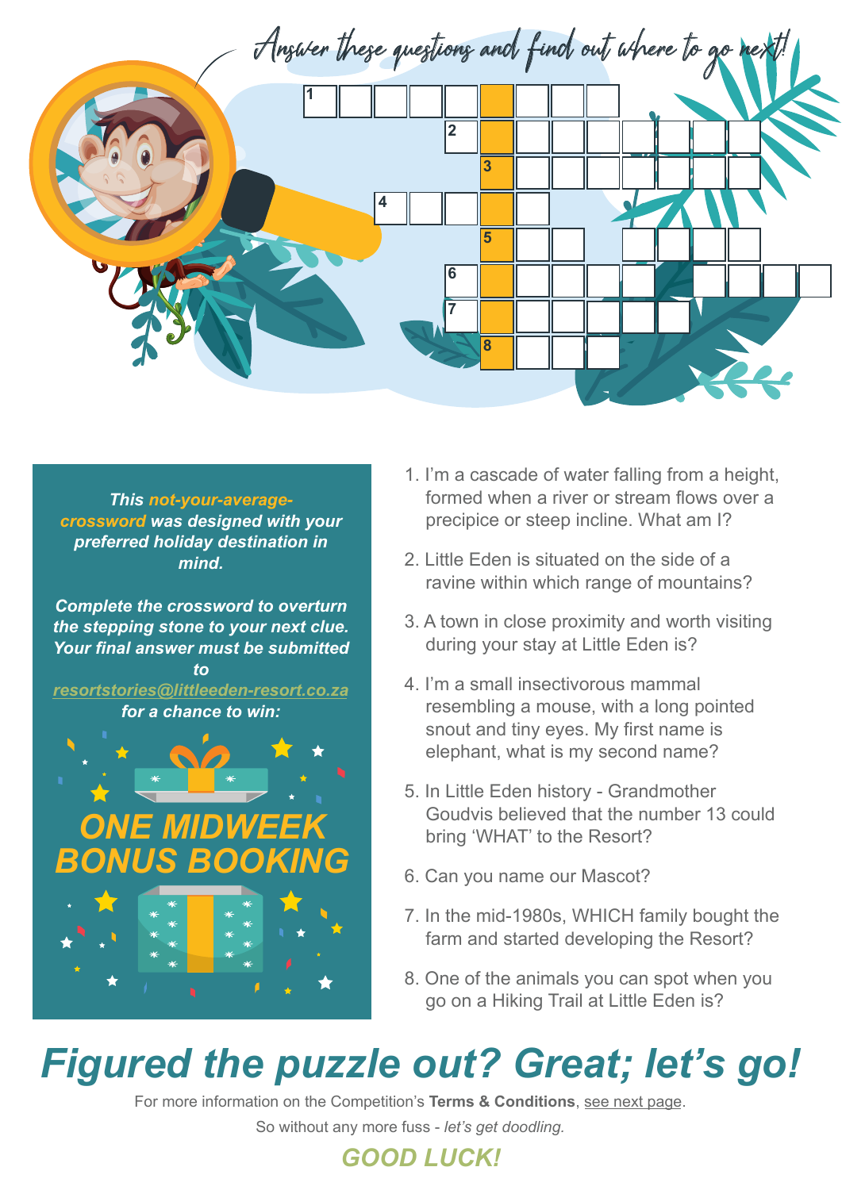*Answer these questions and find out where to go next!*

1. I'm a cascade of water falling from a height, formed when a river or stream flows over a precipice or steep incline. What am I?
2. Little Eden is situated on the side of a ravine within which range of mountains?
3. A town in close proximity and worth visiting during your stay at Little Eden is?
4. I'm a small insectivorous mammal resembling a mouse, with a long pointed snout and tiny eyes. My first name is elephant, what is my second name?
5. In Little Eden history - Grandmother Goudvis believed that the number 13 could bring 'WHAT' to the Resort?
6. Can you name our Mascot?
7. In the mid-1980s, WHICH family bought the farm and started developing the Resort?
8. One of the animals you can spot when you go on a Hiking Trail at Little Eden is?

***This not-your-average-crossword was designed with your preferred holiday destination in mind.***

***Complete the crossword to overturn the stepping stone to your next clue. Your final answer must be submitted to resortstories@littleeden-resort.co.za for a chance to win:***

## ONE MIDWEEK BONUS BOOKING

# *Figured the puzzle out? Great; let's go!*

For more information on the Competition's **Terms & Conditions**, see next page.

So without any more fuss - *let's get doodling.*

***GOOD LUCK!***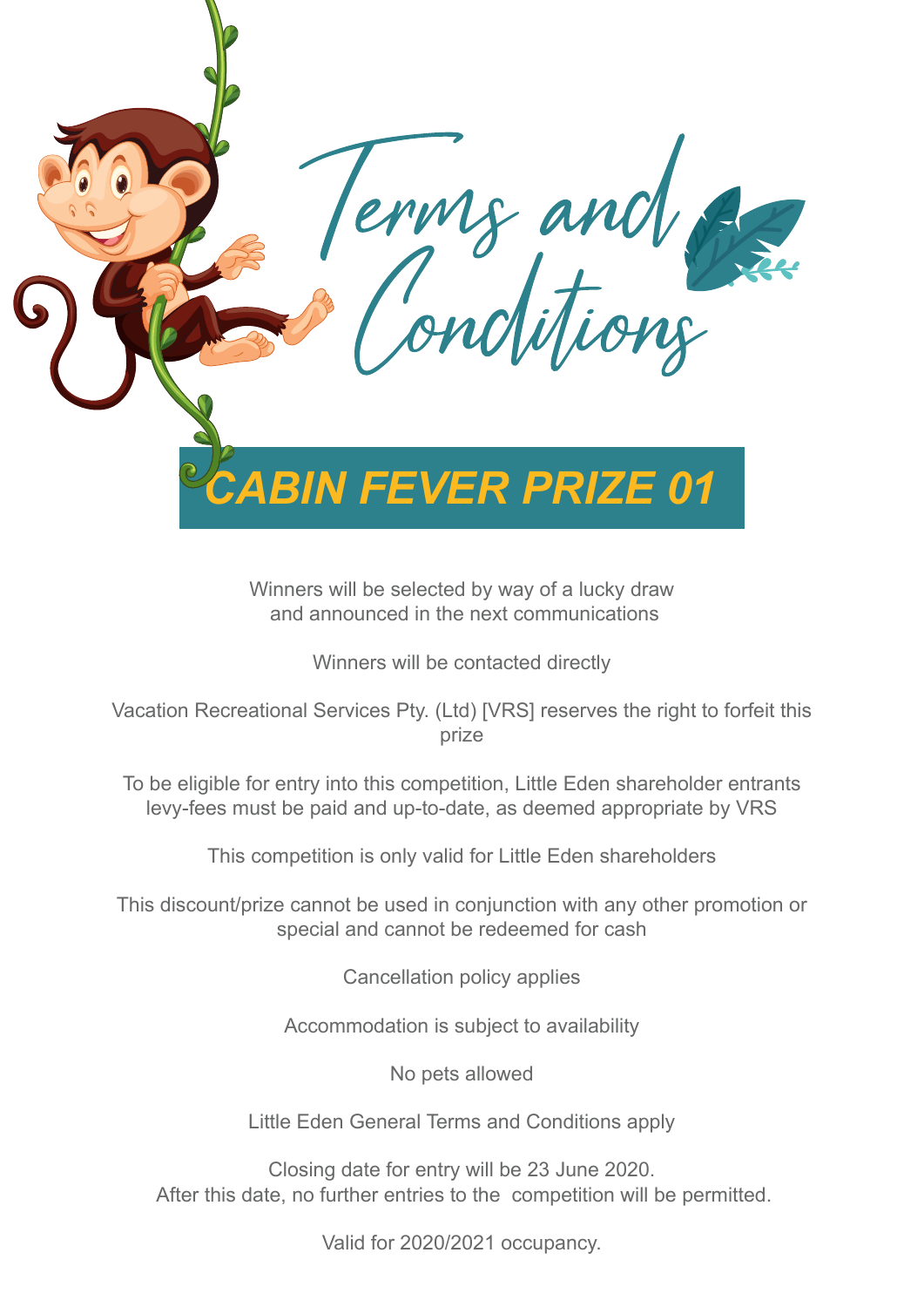# Terms and Conditions

## CABIN FEVER PRIZE 01

Winners will be selected by way of a lucky draw and announced in the next communications

Winners will be contacted directly

Vacation Recreational Services Pty. (Ltd) [VRS] reserves the right to forfeit this prize

To be eligible for entry into this competition, Little Eden shareholder entrants levy-fees must be paid and up-to-date, as deemed appropriate by VRS

This competition is only valid for Little Eden shareholders

This discount/prize cannot be used in conjunction with any other promotion or special and cannot be redeemed for cash

Cancellation policy applies

Accommodation is subject to availability

No pets allowed

Little Eden General Terms and Conditions apply

Closing date for entry will be 23 June 2020.
After this date, no further entries to the competition will be permitted.

Valid for 2020/2021 occupancy.